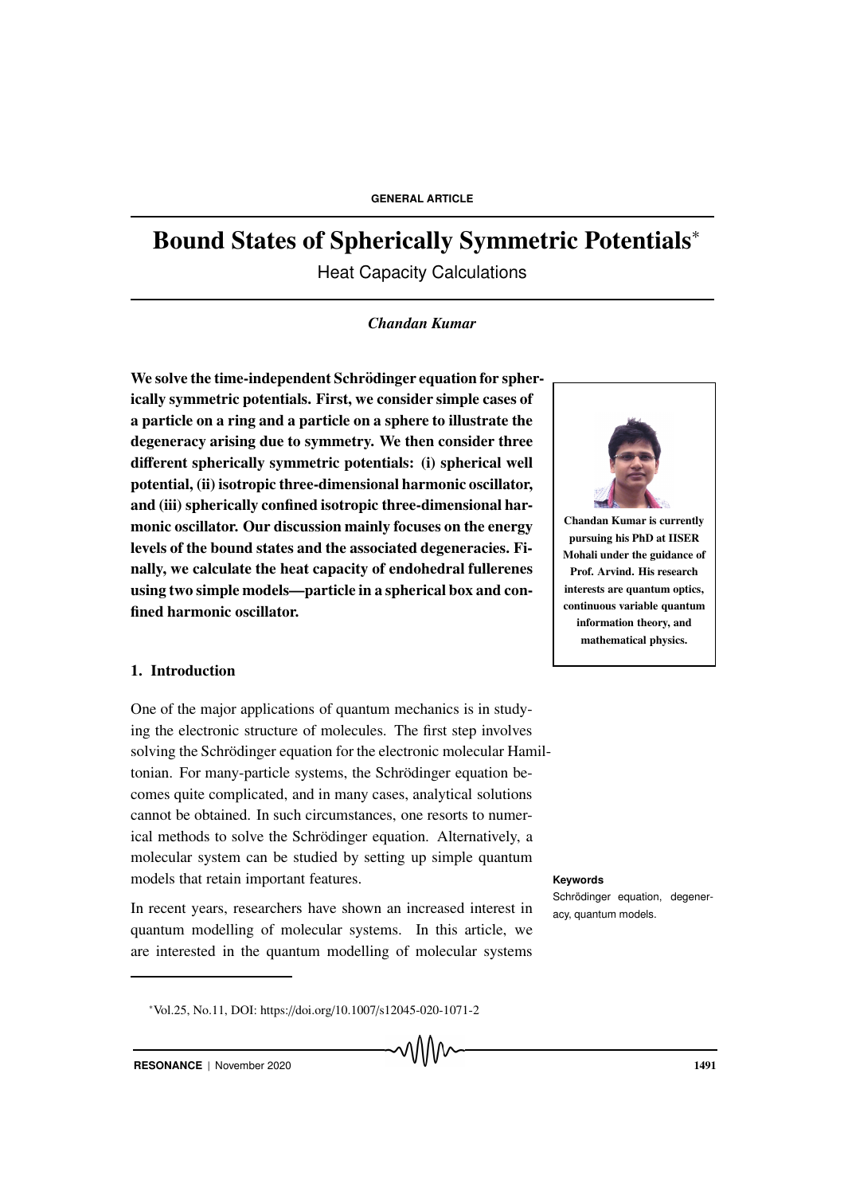GENERAL ARTICLE

# Bound States of Spherically Symmetric Potentials*

Heat Capacity Calculations

*Chandan Kumar*

**We solve the time-independent Schrödinger equation for spherically symmetric potentials. First, we consider simple cases of a particle on a ring and a particle on a sphere to illustrate the degeneracy arising due to symmetry. We then consider three different spherically symmetric potentials: (i) spherical well potential, (ii) isotropic three-dimensional harmonic oscillator, and (iii) spherically confined isotropic three-dimensional harmonic oscillator. Our discussion mainly focuses on the energy levels of the bound states and the associated degeneracies. Finally, we calculate the heat capacity of endohedral fullerenes using two simple models—particle in a spherical box and confined harmonic oscillator.**

**Chandan Kumar is currently pursuing his PhD at IISER Mohali under the guidance of Prof. Arvind. His research interests are quantum optics, continuous variable quantum information theory, and mathematical physics.**

## 1. Introduction

One of the major applications of quantum mechanics is in studying the electronic structure of molecules. The first step involves solving the Schrödinger equation for the electronic molecular Hamiltonian. For many-particle systems, the Schrödinger equation becomes quite complicated, and in many cases, analytical solutions cannot be obtained. In such circumstances, one resorts to numerical methods to solve the Schrödinger equation. Alternatively, a molecular system can be studied by setting up simple quantum models that retain important features.

**Keywords**

Schrödinger equation, degeneracy, quantum models.

In recent years, researchers have shown an increased interest in quantum modelling of molecular systems. In this article, we are interested in the quantum modelling of molecular systems

*Vol.25, No.11, DOI: https://doi.org/10.1007/s12045-020-1071-2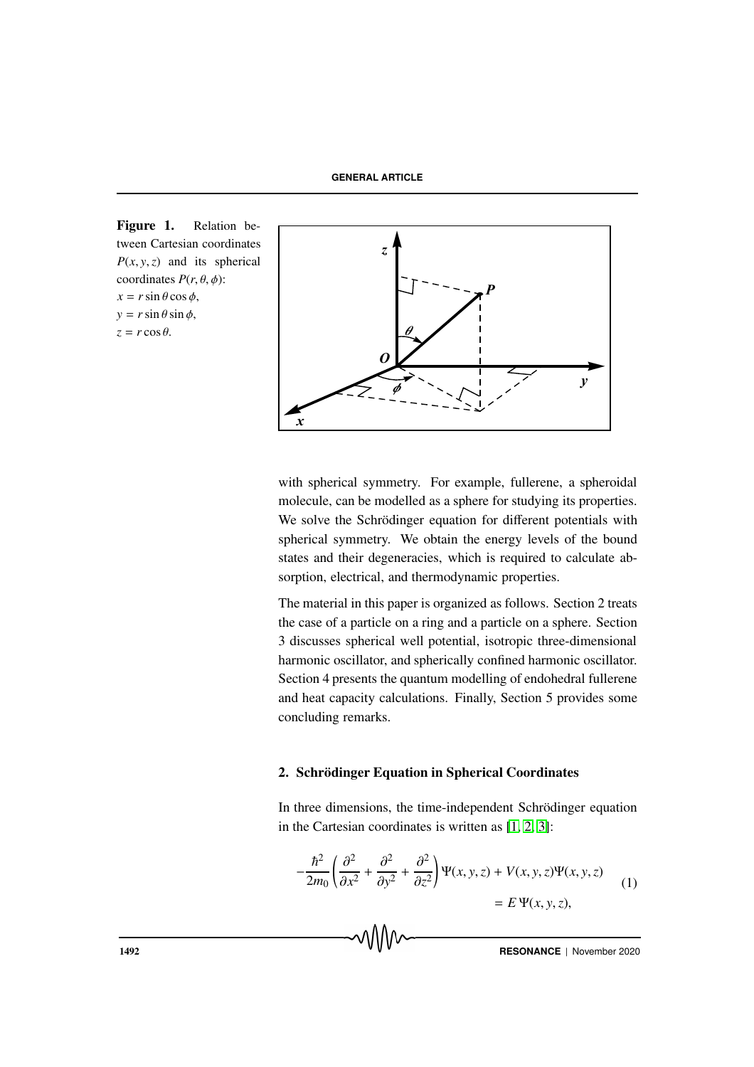**Figure 1.** Relation between Cartesian coordinates $P(x, y, z)$ and its spherical coordinates $P(r, \theta, \phi)$:
$x = r\sin\theta\cos\phi$,
$y = r\sin\theta\sin\phi$,
$z = r\cos\theta$.

z
P
θ
O
y
ϕ
x

with spherical symmetry. For example, fullerene, a spheroidal molecule, can be modelled as a sphere for studying its properties. We solve the Schrödinger equation for different potentials with spherical symmetry. We obtain the energy levels of the bound states and their degeneracies, which is required to calculate absorption, electrical, and thermodynamic properties.

The material in this paper is organized as follows. Section 2 treats the case of a particle on a ring and a particle on a sphere. Section 3 discusses spherical well potential, isotropic three-dimensional harmonic oscillator, and spherically confined harmonic oscillator. Section 4 presents the quantum modelling of endohedral fullerene and heat capacity calculations. Finally, Section 5 provides some concluding remarks.

## 2. Schrödinger Equation in Spherical Coordinates

In three dimensions, the time-independent Schrödinger equation in the Cartesian coordinates is written as [1, 2, 3]:

$$-\frac{\hbar^2}{2m_0}\left(\frac{\partial^2}{\partial x^2}+\frac{\partial^2}{\partial y^2}+\frac{\partial^2}{\partial z^2}\right)\Psi(x,y,z)+V(x,y,z)\Psi(x,y,z) = E\,\Psi(x,y,z), \tag{1}$$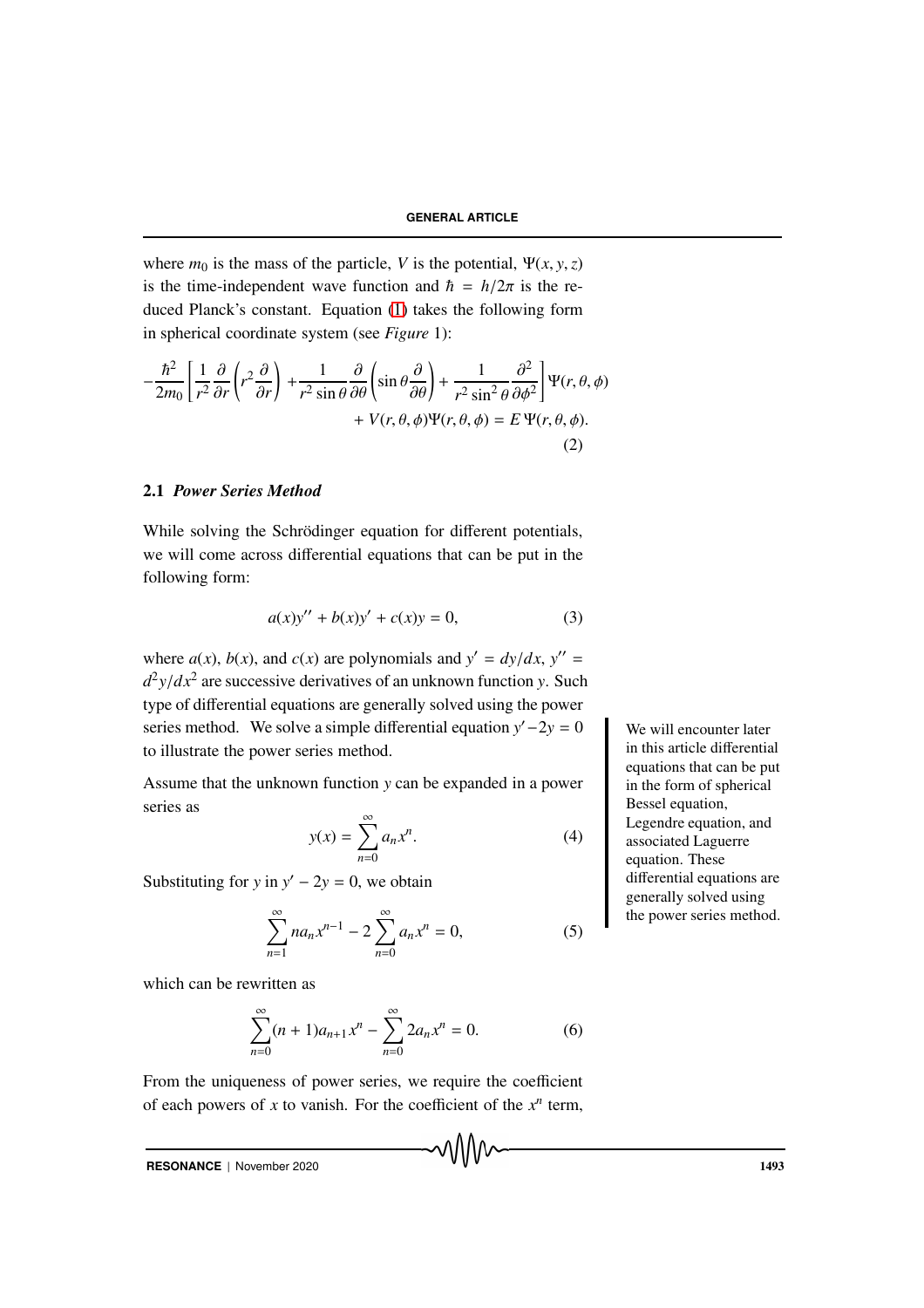where $m_0$ is the mass of the particle, $V$ is the potential, $\Psi(x, y, z)$ is the time-independent wave function and $\hbar = h/2\pi$ is the reduced Planck's constant. Equation (1) takes the following form in spherical coordinate system (see *Figure* 1):

$$-\frac{\hbar^2}{2m_0}\left[\frac{1}{r^2}\frac{\partial}{\partial r}\left(r^2\frac{\partial}{\partial r}\right)+\frac{1}{r^2\sin\theta}\frac{\partial}{\partial\theta}\left(\sin\theta\frac{\partial}{\partial\theta}\right)+\frac{1}{r^2\sin^2\theta}\frac{\partial^2}{\partial\phi^2}\right]\Psi(r,\theta,\phi)$$
$$+V(r,\theta,\phi)\Psi(r,\theta,\phi)=E\,\Psi(r,\theta,\phi). \tag{2}$$

### 2.1 *Power Series Method*

While solving the Schrödinger equation for different potentials, we will come across differential equations that can be put in the following form:

$$a(x)y'' + b(x)y' + c(x)y = 0, \tag{3}$$

where $a(x)$, $b(x)$, and $c(x)$ are polynomials and $y' = dy/dx$, $y'' = d^2y/dx^2$ are successive derivatives of an unknown function $y$. Such type of differential equations are generally solved using the power series method. We solve a simple differential equation $y' - 2y = 0$ to illustrate the power series method.

We will encounter later in this article differential equations that can be put in the form of spherical Bessel equation, Legendre equation, and associated Laguerre equation. These differential equations are generally solved using the power series method.

Assume that the unknown function $y$ can be expanded in a power series as

$$y(x) = \sum_{n=0}^{\infty} a_n x^n. \tag{4}$$

Substituting for $y$ in $y' - 2y = 0$, we obtain

$$\sum_{n=1}^{\infty} n a_n x^{n-1} - 2\sum_{n=0}^{\infty} a_n x^n = 0, \tag{5}$$

which can be rewritten as

$$\sum_{n=0}^{\infty}(n+1)a_{n+1}x^n - \sum_{n=0}^{\infty} 2a_n x^n = 0. \tag{6}$$

From the uniqueness of power series, we require the coefficient of each powers of $x$ to vanish. For the coefficient of the $x^n$ term,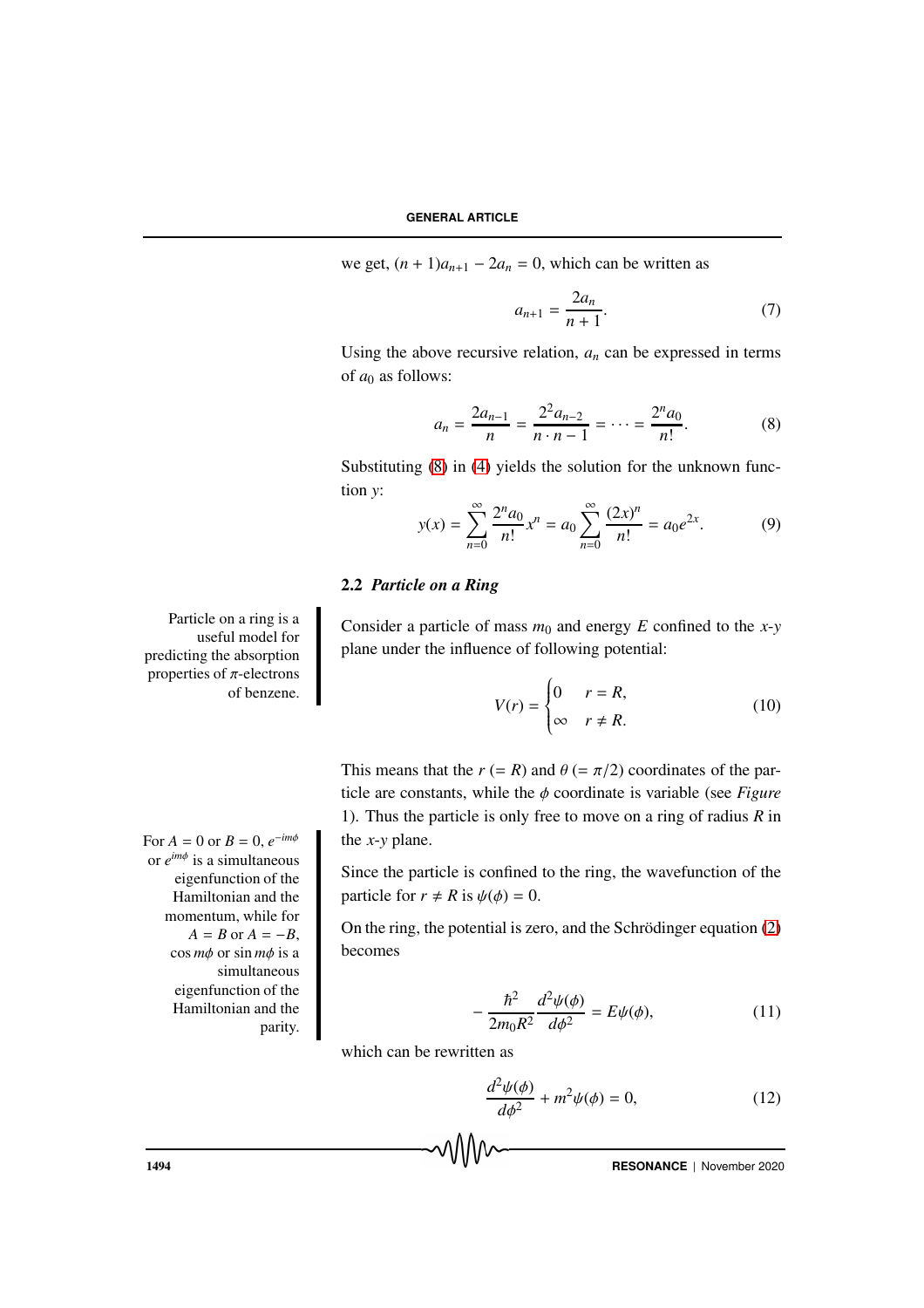we get, $(n+1)a_{n+1} - 2a_n = 0$, which can be written as

$$a_{n+1} = \frac{2a_n}{n+1}. \tag{7}$$

Using the above recursive relation, $a_n$ can be expressed in terms of $a_0$ as follows:

$$a_n = \frac{2a_{n-1}}{n} = \frac{2^2 a_{n-2}}{n \cdot n-1} = \cdots = \frac{2^n a_0}{n!}. \tag{8}$$

Substituting (8) in (4) yields the solution for the unknown function $y$:

$$y(x) = \sum_{n=0}^{\infty} \frac{2^n a_0}{n!} x^n = a_0 \sum_{n=0}^{\infty} \frac{(2x)^n}{n!} = a_0 e^{2x}. \tag{9}$$

### 2.2 *Particle on a Ring*

Particle on a ring is a useful model for predicting the absorption properties of $\pi$-electrons of benzene.

Consider a particle of mass $m_0$ and energy $E$ confined to the $x$-$y$ plane under the influence of following potential:

$$V(r) = \begin{cases} 0 & r = R, \\ \infty & r \neq R. \end{cases} \tag{10}$$

This means that the $r$ $(= R)$ and $\theta$ $(= \pi/2)$ coordinates of the particle are constants, while the $\phi$ coordinate is variable (see *Figure* 1). Thus the particle is only free to move on a ring of radius $R$ in the $x$-$y$ plane.

For $A = 0$ or $B = 0$, $e^{-im\phi}$ or $e^{im\phi}$ is a simultaneous eigenfunction of the Hamiltonian and the momentum, while for $A = B$ or $A = -B$, $\cos m\phi$ or $\sin m\phi$ is a simultaneous eigenfunction of the Hamiltonian and the parity.

Since the particle is confined to the ring, the wavefunction of the particle for $r \neq R$ is $\psi(\phi) = 0$.

On the ring, the potential is zero, and the Schrödinger equation (2) becomes

$$-\frac{\hbar^2}{2m_0 R^2} \frac{d^2\psi(\phi)}{d\phi^2} = E\psi(\phi), \tag{11}$$

which can be rewritten as

$$\frac{d^2\psi(\phi)}{d\phi^2} + m^2\psi(\phi) = 0, \tag{12}$$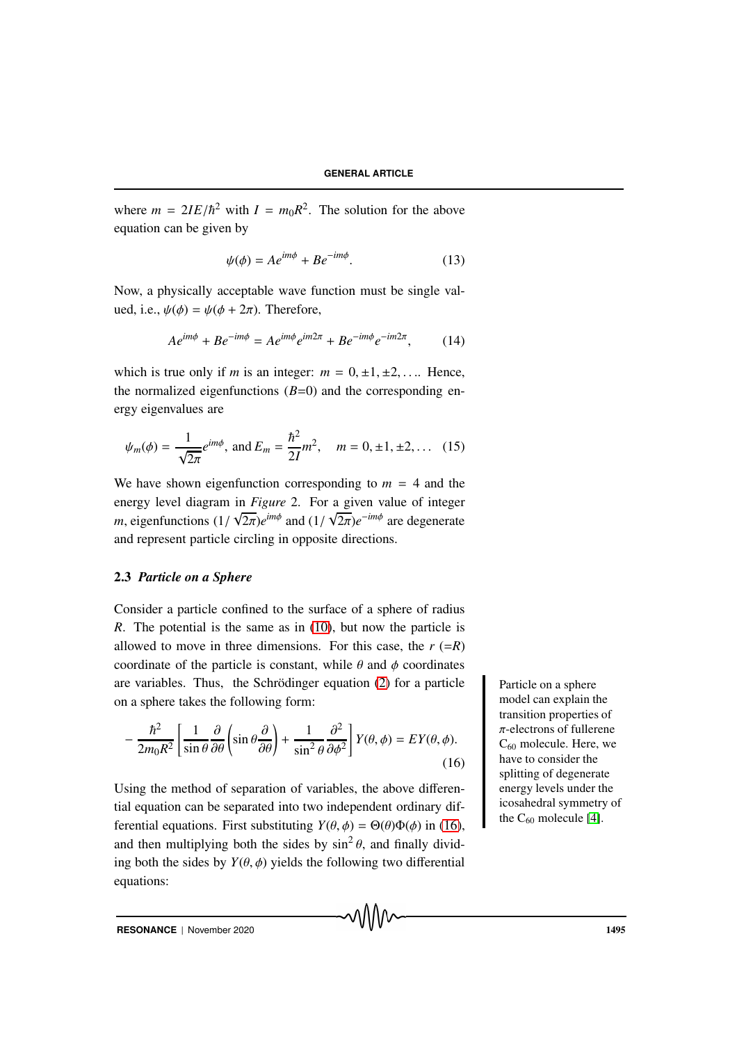where $m = 2IE/\hbar^2$ with $I = m_0 R^2$. The solution for the above equation can be given by

$$\psi(\phi) = Ae^{im\phi} + Be^{-im\phi}. \tag{13}$$

Now, a physically acceptable wave function must be single valued, i.e., $\psi(\phi) = \psi(\phi + 2\pi)$. Therefore,

$$Ae^{im\phi} + Be^{-im\phi} = Ae^{im\phi}e^{im2\pi} + Be^{-im\phi}e^{-im2\pi}, \tag{14}$$

which is true only if $m$ is an integer: $m = 0, \pm 1, \pm 2, \ldots$. Hence, the normalized eigenfunctions ($B$=0) and the corresponding energy eigenvalues are

$$\psi_m(\phi) = \frac{1}{\sqrt{2\pi}}e^{im\phi}, \text{ and } E_m = \frac{\hbar^2}{2I}m^2, \quad m = 0, \pm 1, \pm 2, \ldots \tag{15}$$

We have shown eigenfunction corresponding to $m = 4$ and the energy level diagram in *Figure* 2. For a given value of integer $m$, eigenfunctions $(1/\sqrt{2\pi})e^{im\phi}$ and $(1/\sqrt{2\pi})e^{-im\phi}$ are degenerate and represent particle circling in opposite directions.

### 2.3 *Particle on a Sphere*

Consider a particle confined to the surface of a sphere of radius $R$. The potential is the same as in (10), but now the particle is allowed to move in three dimensions. For this case, the $r$ ($=R$) coordinate of the particle is constant, while $\theta$ and $\phi$ coordinates are variables. Thus, the Schrödinger equation (2) for a particle on a sphere takes the following form:

Particle on a sphere model can explain the transition properties of $\pi$-electrons of fullerene $C_{60}$ molecule. Here, we have to consider the splitting of degenerate energy levels under the icosahedral symmetry of the $C_{60}$ molecule [4].

$$-\frac{\hbar^2}{2m_0 R^2}\left[\frac{1}{\sin\theta}\frac{\partial}{\partial\theta}\left(\sin\theta\frac{\partial}{\partial\theta}\right) + \frac{1}{\sin^2\theta}\frac{\partial^2}{\partial\phi^2}\right]Y(\theta,\phi) = EY(\theta,\phi). \tag{16}$$

Using the method of separation of variables, the above differential equation can be separated into two independent ordinary differential equations. First substituting $Y(\theta,\phi) = \Theta(\theta)\Phi(\phi)$ in (16), and then multiplying both the sides by $\sin^2\theta$, and finally dividing both the sides by $Y(\theta,\phi)$ yields the following two differential equations: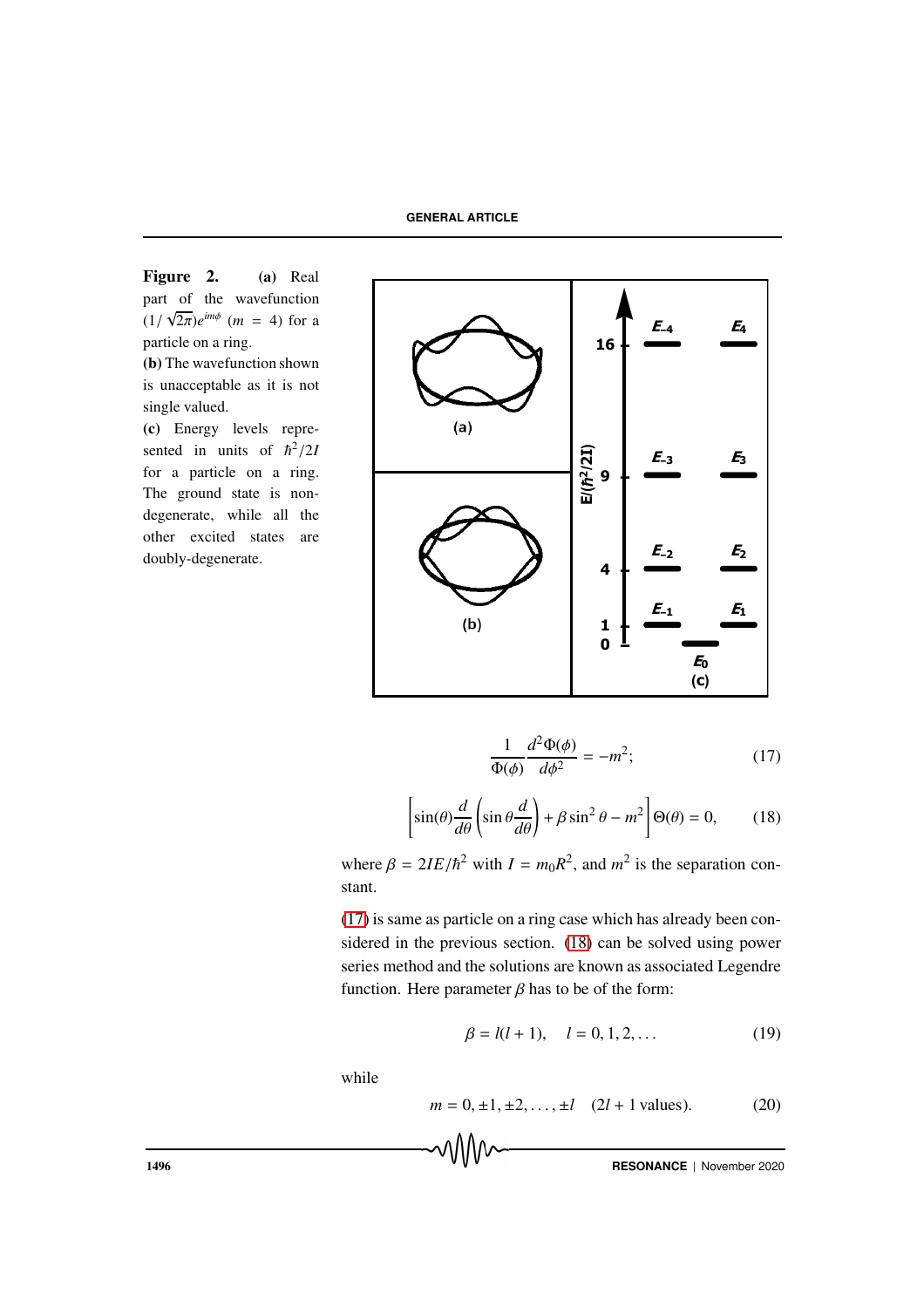**Figure 2.** **(a)** Real part of the wavefunction $(1/\sqrt{2\pi})e^{im\phi}$ $(m = 4)$ for a particle on a ring.
**(b)** The wavefunction shown is unacceptable as it is not single valued.
**(c)** Energy levels represented in units of $\hbar^2/2I$ for a particle on a ring. The ground state is non-degenerate, while all the other excited states are doubly-degenerate.

(a)

(b)

$E/(\hbar^2/2I)$

16

9

4

1

0

$E_{-4}$ $E_4$

$E_{-3}$ $E_3$

$E_{-2}$ $E_2$

$E_{-1}$ $E_1$

$E_0$

(c)

$$\frac{1}{\Phi(\phi)}\frac{d^2\Phi(\phi)}{d\phi^2} = -m^2; \tag{17}$$

$$\left[\sin(\theta)\frac{d}{d\theta}\left(\sin\theta\frac{d}{d\theta}\right) + \beta\sin^2\theta - m^2\right]\Theta(\theta) = 0, \tag{18}$$

where $\beta = 2IE/\hbar^2$ with $I = m_0R^2$, and $m^2$ is the separation constant.

(17) is same as particle on a ring case which has already been considered in the previous section. (18) can be solved using power series method and the solutions are known as associated Legendre function. Here parameter $\beta$ has to be of the form:

$$\beta = l(l+1), \quad l = 0, 1, 2, \ldots \tag{19}$$

while

$$m = 0, \pm1, \pm2, \ldots, \pm l \quad (2l + 1 \text{ values}). \tag{20}$$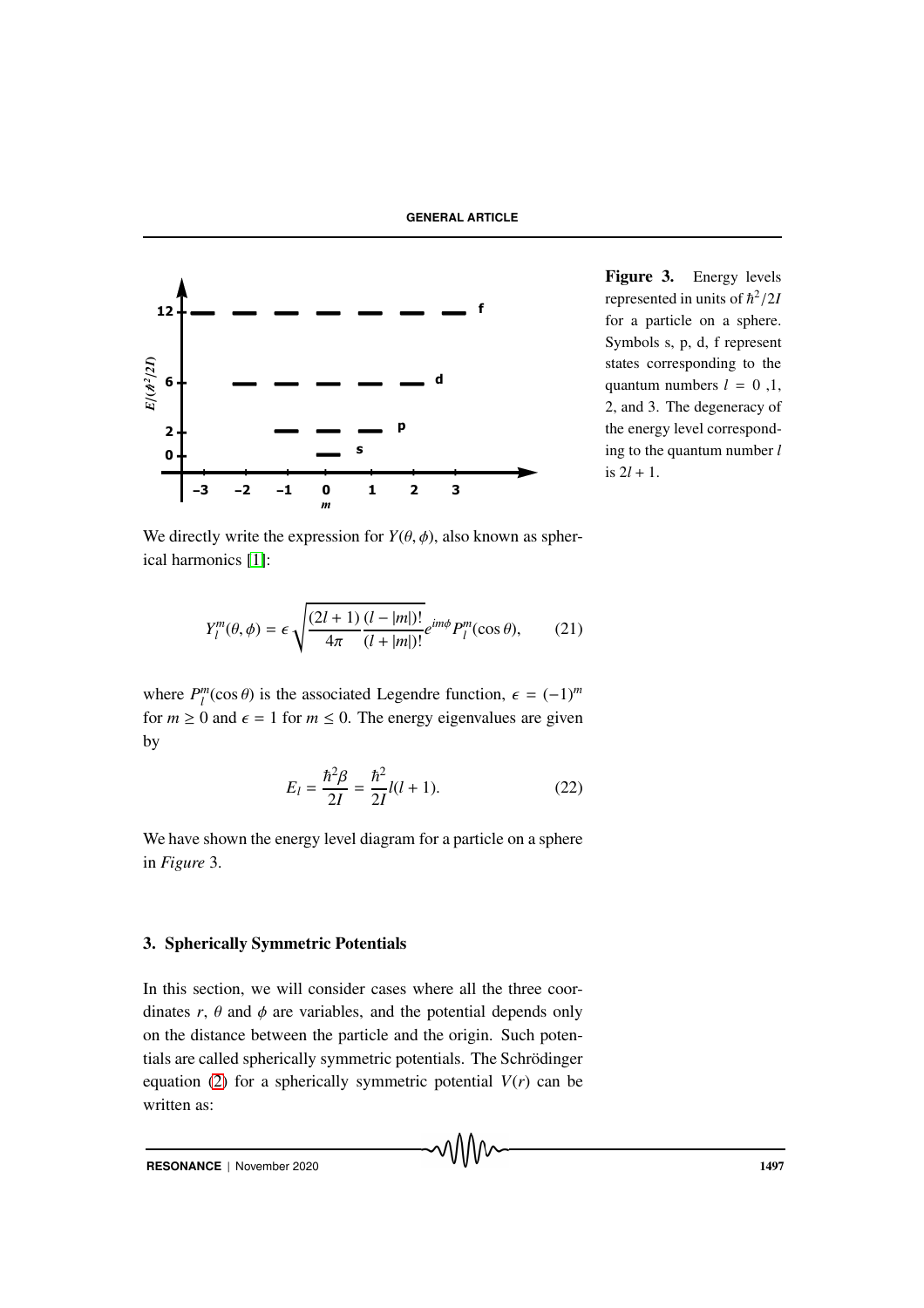12

6

2

0

s

p

d

f

–3 –2 –1 0 1 2 3

$m$

$E/(\hbar^2/2I)$

**Figure 3.** Energy levels represented in units of $\hbar^2/2I$ for a particle on a sphere. Symbols s, p, d, f represent states corresponding to the quantum numbers $l = 0$ ,1, 2, and 3. The degeneracy of the energy level corresponding to the quantum number $l$ is $2l + 1$.

We directly write the expression for $Y(\theta, \phi)$, also known as spherical harmonics [1]:

$$Y_l^m(\theta, \phi) = \epsilon \sqrt{\frac{(2l+1)}{4\pi} \frac{(l-|m|)!}{(l+|m|)!}} e^{im\phi} P_l^m(\cos\theta), \qquad (21)$$

where $P_l^m(\cos\theta)$ is the associated Legendre function, $\epsilon = (-1)^m$ for $m \geq 0$ and $\epsilon = 1$ for $m \leq 0$. The energy eigenvalues are given by

$$E_l = \frac{\hbar^2\beta}{2I} = \frac{\hbar^2}{2I} l(l+1). \qquad (22)$$

We have shown the energy level diagram for a particle on a sphere in *Figure* 3.

## 3. Spherically Symmetric Potentials

In this section, we will consider cases where all the three coordinates $r$, $\theta$ and $\phi$ are variables, and the potential depends only on the distance between the particle and the origin. Such potentials are called spherically symmetric potentials. The Schrödinger equation (2) for a spherically symmetric potential $V(r)$ can be written as: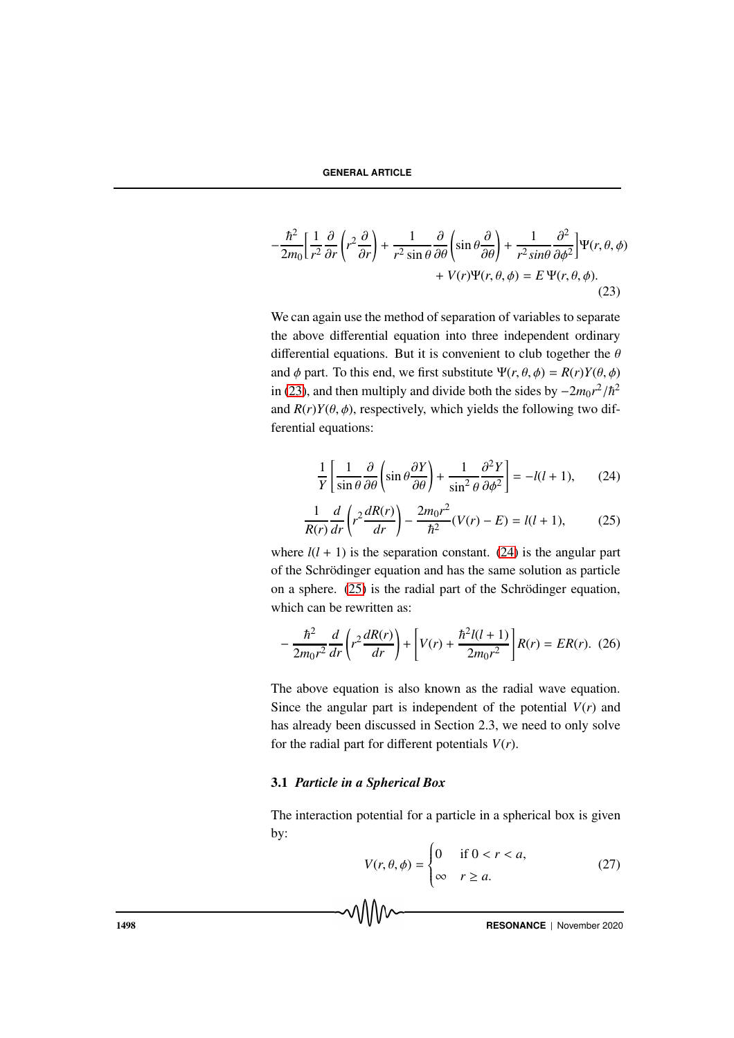$$-\frac{\hbar^2}{2m_0}\left[\frac{1}{r^2}\frac{\partial}{\partial r}\left(r^2\frac{\partial}{\partial r}\right)+\frac{1}{r^2\sin\theta}\frac{\partial}{\partial\theta}\left(\sin\theta\frac{\partial}{\partial\theta}\right)+\frac{1}{r^2 sin\theta}\frac{\partial^2}{\partial\phi^2}\right]\Psi(r,\theta,\phi)$$
$$+V(r)\Psi(r,\theta,\phi)=E\,\Psi(r,\theta,\phi). \tag{23}$$

We can again use the method of separation of variables to separate the above differential equation into three independent ordinary differential equations. But it is convenient to club together the $\theta$ and $\phi$ part. To this end, we first substitute $\Psi(r,\theta,\phi) = R(r)Y(\theta,\phi)$ in (23), and then multiply and divide both the sides by $-2m_0r^2/\hbar^2$ and $R(r)Y(\theta,\phi)$, respectively, which yields the following two differential equations:

$$\frac{1}{Y}\left[\frac{1}{\sin\theta}\frac{\partial}{\partial\theta}\left(\sin\theta\frac{\partial Y}{\partial\theta}\right)+\frac{1}{\sin^2\theta}\frac{\partial^2 Y}{\partial\phi^2}\right]=-l(l+1), \tag{24}$$

$$\frac{1}{R(r)}\frac{d}{dr}\left(r^2\frac{dR(r)}{dr}\right)-\frac{2m_0r^2}{\hbar^2}(V(r)-E)=l(l+1), \tag{25}$$

where $l(l+1)$ is the separation constant. (24) is the angular part of the Schrödinger equation and has the same solution as particle on a sphere. (25) is the radial part of the Schrödinger equation, which can be rewritten as:

$$-\frac{\hbar^2}{2m_0r^2}\frac{d}{dr}\left(r^2\frac{dR(r)}{dr}\right)+\left[V(r)+\frac{\hbar^2 l(l+1)}{2m_0r^2}\right]R(r)=ER(r). \tag{26}$$

The above equation is also known as the radial wave equation. Since the angular part is independent of the potential $V(r)$ and has already been discussed in Section 2.3, we need to only solve for the radial part for different potentials $V(r)$.

### 3.1 *Particle in a Spherical Box*

The interaction potential for a particle in a spherical box is given by:

$$V(r,\theta,\phi)=\begin{cases}0 & \text{if } 0<r<a,\\ \infty & r\geq a.\end{cases} \tag{27}$$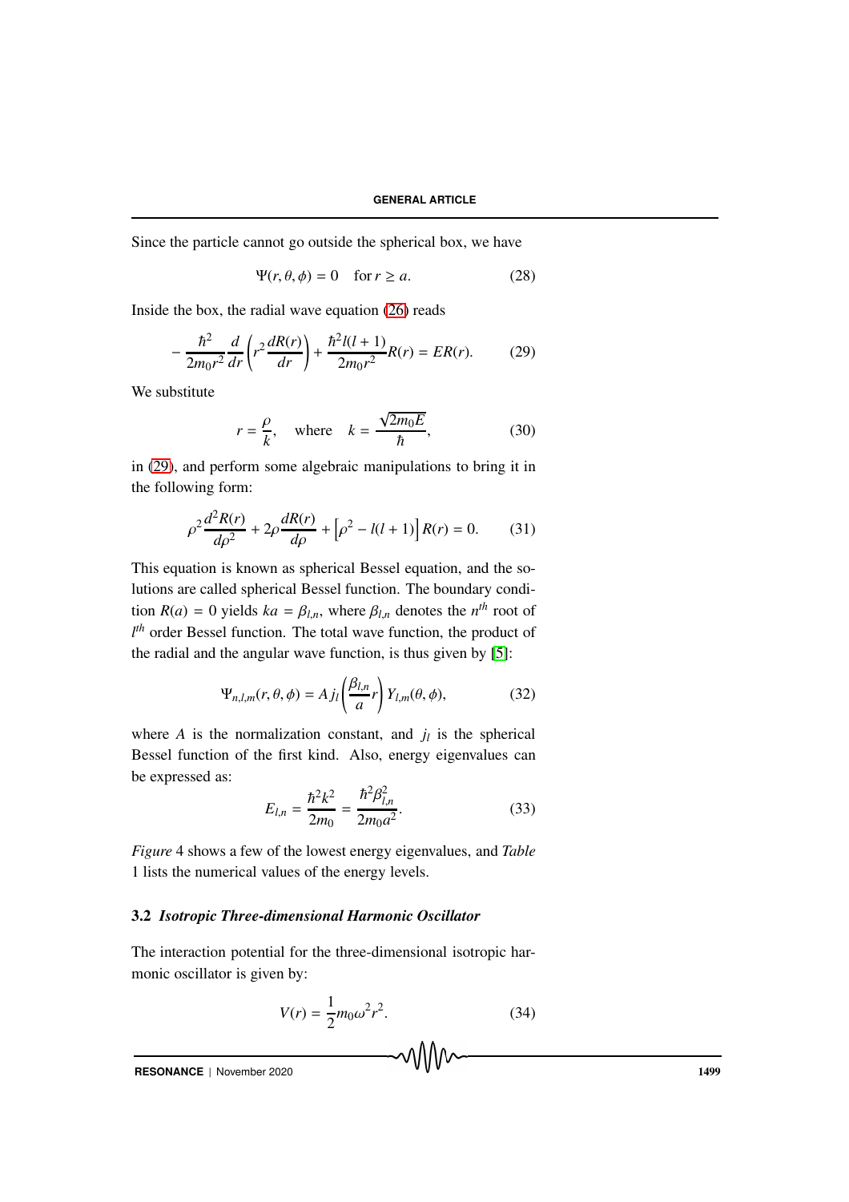Since the particle cannot go outside the spherical box, we have

$$\Psi(r, \theta, \phi) = 0 \quad \text{for } r \geq a. \tag{28}$$

Inside the box, the radial wave equation (26) reads

$$-\frac{\hbar^2}{2m_0 r^2}\frac{d}{dr}\left(r^2 \frac{dR(r)}{dr}\right) + \frac{\hbar^2 l(l+1)}{2m_0 r^2} R(r) = ER(r). \tag{29}$$

We substitute

$$r = \frac{\rho}{k}, \quad \text{where} \quad k = \frac{\sqrt{2m_0 E}}{\hbar}, \tag{30}$$

in (29), and perform some algebraic manipulations to bring it in the following form:

$$\rho^2 \frac{d^2 R(r)}{d\rho^2} + 2\rho \frac{dR(r)}{d\rho} + \left[\rho^2 - l(l+1)\right] R(r) = 0. \tag{31}$$

This equation is known as spherical Bessel equation, and the solutions are called spherical Bessel function. The boundary condition $R(a) = 0$ yields $ka = \beta_{l,n}$, where $\beta_{l,n}$ denotes the $n^{th}$ root of $l^{th}$ order Bessel function. The total wave function, the product of the radial and the angular wave function, is thus given by [5]:

$$\Psi_{n,l,m}(r, \theta, \phi) = A\, j_l\left(\frac{\beta_{l,n}}{a} r\right) Y_{l,m}(\theta, \phi), \tag{32}$$

where $A$ is the normalization constant, and $j_l$ is the spherical Bessel function of the first kind. Also, energy eigenvalues can be expressed as:

$$E_{l,n} = \frac{\hbar^2 k^2}{2m_0} = \frac{\hbar^2 \beta_{l,n}^2}{2m_0 a^2}. \tag{33}$$

*Figure* 4 shows a few of the lowest energy eigenvalues, and *Table* 1 lists the numerical values of the energy levels.

### 3.2 *Isotropic Three-dimensional Harmonic Oscillator*

The interaction potential for the three-dimensional isotropic harmonic oscillator is given by:

$$V(r) = \frac{1}{2} m_0 \omega^2 r^2. \tag{34}$$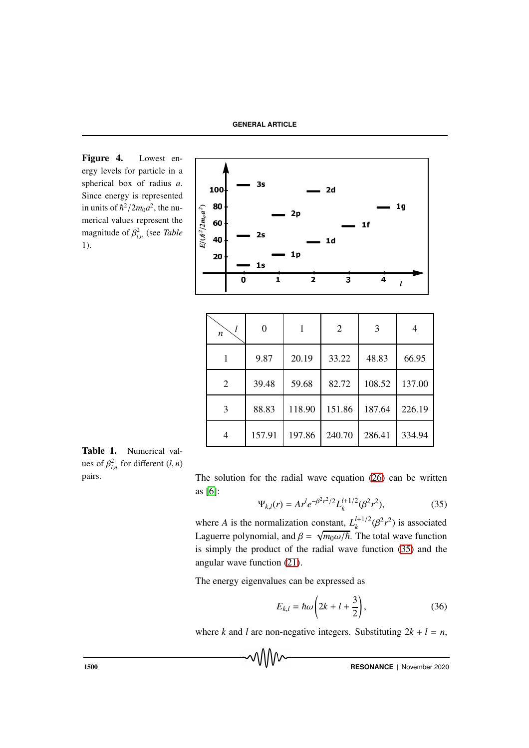**Figure 4.** Lowest energy levels for particle in a spherical box of radius $a$. Since energy is represented in units of $\hbar^2/2m_0a^2$, the numerical values represent the magnitude of $\beta_{l,n}^2$ (see *Table* 1).

$E/(\hbar^2/2m_oa^2)$

100
80
60
40
20

3s
2s
1s
2p
1p
2d
1d
1f
1g

0
1
2
3
4
$l$

| $n$ \ $l$ | 0 | 1 | 2 | 3 | 4 |
|---|---|---|---|---|---|
| 1 | 9.87 | 20.19 | 33.22 | 48.83 | 66.95 |
| 2 | 39.48 | 59.68 | 82.72 | 108.52 | 137.00 |
| 3 | 88.83 | 118.90 | 151.86 | 187.64 | 226.19 |
| 4 | 157.91 | 197.86 | 240.70 | 286.41 | 334.94 |

**Table 1.** Numerical values of $\beta_{l,n}^2$ for different $(l, n)$ pairs.

The solution for the radial wave equation (26) can be written as [6]:

$$\Psi_{k,l}(r) = Ar^l e^{-\beta^2 r^2/2} L_k^{l+1/2}(\beta^2 r^2), \tag{35}$$

where $A$ is the normalization constant, $L_k^{l+1/2}(\beta^2 r^2)$ is associated Laguerre polynomial, and $\beta = \sqrt{m_0\omega/\hbar}$. The total wave function is simply the product of the radial wave function (35) and the angular wave function (21).

The energy eigenvalues can be expressed as

$$E_{k,l} = \hbar\omega\left(2k + l + \frac{3}{2}\right), \tag{36}$$

where $k$ and $l$ are non-negative integers. Substituting $2k + l = n$,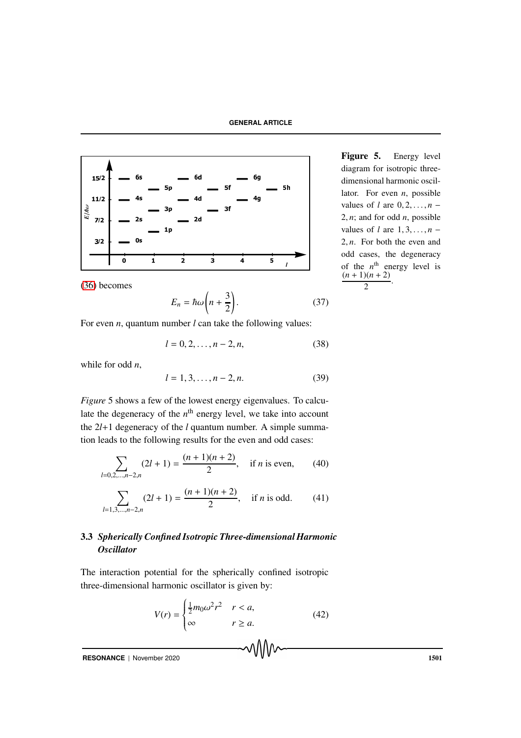15/2
6s
6d
6g
5p
5f
5h
11/2
4s
4d
4g
$E/\hbar\omega$
3p
3f
7/2
2s
2d
1p
3/2
0s
0
1
2
3
4
5
$l$

**Figure 5.** Energy level diagram for isotropic three-dimensional harmonic oscillator. For even $n$, possible values of $l$ are $0, 2, \ldots, n-2, n$; and for odd $n$, possible values of $l$ are $1, 3, \ldots, n-2, n$. For both the even and odd cases, the degeneracy of the $n^{\text{th}}$ energy level is $\frac{(n+1)(n+2)}{2}$.

(36) becomes

$$E_n = \hbar\omega\left(n + \frac{3}{2}\right). \tag{37}$$

For even $n$, quantum number $l$ can take the following values:

$$l = 0, 2, \ldots, n-2, n, \tag{38}$$

while for odd $n$,

$$l = 1, 3, \ldots, n-2, n. \tag{39}$$

*Figure* 5 shows a few of the lowest energy eigenvalues. To calculate the degeneracy of the $n^{\text{th}}$ energy level, we take into account the $2l+1$ degeneracy of the $l$ quantum number. A simple summation leads to the following results for the even and odd cases:

$$\sum_{l=0,2,\ldots,n-2,n} (2l+1) = \frac{(n+1)(n+2)}{2}, \quad \text{if } n \text{ is even}, \tag{40}$$

$$\sum_{l=1,3,\ldots,n-2,n} (2l+1) = \frac{(n+1)(n+2)}{2}, \quad \text{if } n \text{ is odd}. \tag{41}$$

### 3.3 *Spherically Confined Isotropic Three-dimensional Harmonic Oscillator*

The interaction potential for the spherically confined isotropic three-dimensional harmonic oscillator is given by:

$$V(r) = \begin{cases} \frac{1}{2} m_0 \omega^2 r^2 & r < a, \\ \infty & r \geq a. \end{cases} \tag{42}$$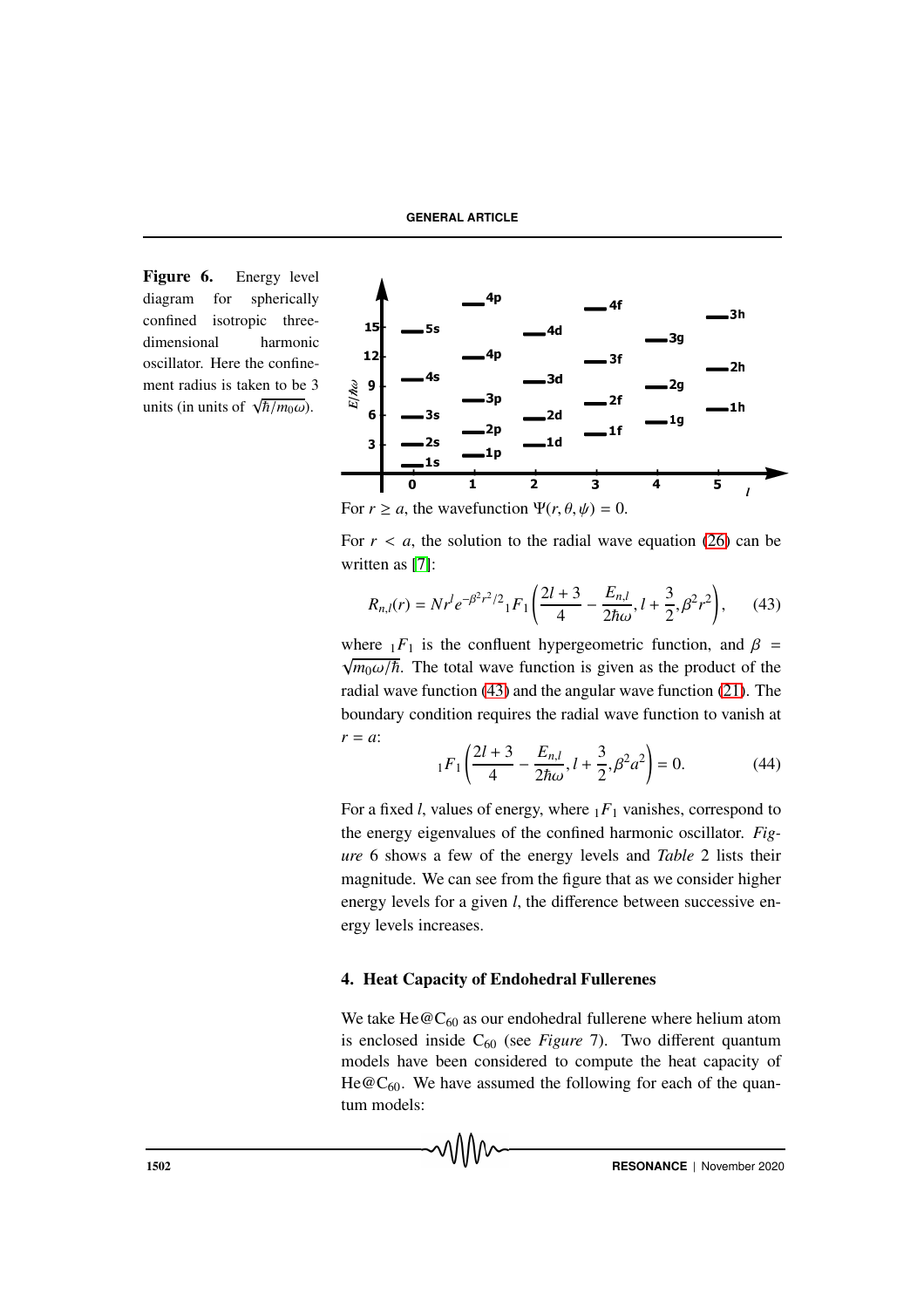**Figure 6.** Energy level diagram for spherically confined isotropic three-dimensional harmonic oscillator. Here the confinement radius is taken to be 3 units (in units of $\sqrt{\hbar/m_0\omega}$).

$E/\hbar\omega$

15
12
9
6
3

0 1 2 3 4 5 $l$

1s 2s 3s 4s 5s
1p 2p 3p 4p 4p
1d 2d 3d 4d
1f 2f 3f 4f
1g 2g 3g
1h 2h 3h

For $r \geq a$, the wavefunction $\Psi(r, \theta, \psi) = 0$.

For $r < a$, the solution to the radial wave equation (26) can be written as [7]:

$$R_{n,l}(r) = Nr^l e^{-\beta^2 r^2/2} {}_1F_1\left(\frac{2l+3}{4} - \frac{E_{n,l}}{2\hbar\omega}, l + \frac{3}{2}, \beta^2 r^2\right), \qquad (43)$$

where ${}_1F_1$ is the confluent hypergeometric function, and $\beta = \sqrt{m_0\omega/\hbar}$. The total wave function is given as the product of the radial wave function (43) and the angular wave function (21). The boundary condition requires the radial wave function to vanish at $r = a$:

$${}_1F_1\left(\frac{2l+3}{4} - \frac{E_{n,l}}{2\hbar\omega}, l + \frac{3}{2}, \beta^2 a^2\right) = 0. \qquad (44)$$

For a fixed $l$, values of energy, where ${}_1F_1$ vanishes, correspond to the energy eigenvalues of the confined harmonic oscillator. *Figure* 6 shows a few of the energy levels and *Table* 2 lists their magnitude. We can see from the figure that as we consider higher energy levels for a given $l$, the difference between successive energy levels increases.

## 4. Heat Capacity of Endohedral Fullerenes

We take He@$C_{60}$ as our endohedral fullerene where helium atom is enclosed inside $C_{60}$ (see *Figure* 7). Two different quantum models have been considered to compute the heat capacity of He@$C_{60}$. We have assumed the following for each of the quantum models: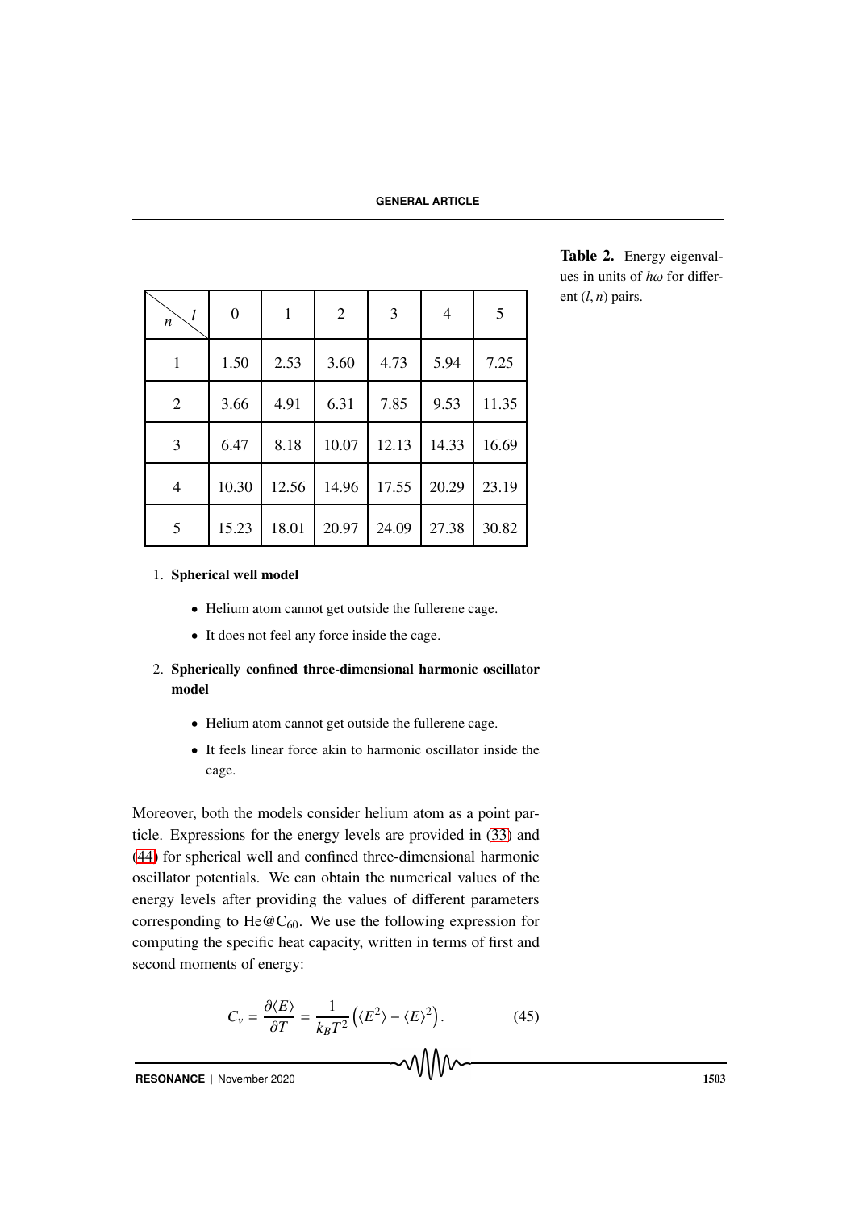| $n$ \ $l$ | 0 | 1 | 2 | 3 | 4 | 5 |
|---|---|---|---|---|---|---|
| 1 | 1.50 | 2.53 | 3.60 | 4.73 | 5.94 | 7.25 |
| 2 | 3.66 | 4.91 | 6.31 | 7.85 | 9.53 | 11.35 |
| 3 | 6.47 | 8.18 | 10.07 | 12.13 | 14.33 | 16.69 |
| 4 | 10.30 | 12.56 | 14.96 | 17.55 | 20.29 | 23.19 |
| 5 | 15.23 | 18.01 | 20.97 | 24.09 | 27.38 | 30.82 |

**Table 2.** Energy eigenvalues in units of $\hbar\omega$ for different $(l, n)$ pairs.

1. **Spherical well model**
   - Helium atom cannot get outside the fullerene cage.
   - It does not feel any force inside the cage.

2. **Spherically confined three-dimensional harmonic oscillator model**
   - Helium atom cannot get outside the fullerene cage.
   - It feels linear force akin to harmonic oscillator inside the cage.

Moreover, both the models consider helium atom as a point particle. Expressions for the energy levels are provided in (33) and (44) for spherical well and confined three-dimensional harmonic oscillator potentials. We can obtain the numerical values of the energy levels after providing the values of different parameters corresponding to He@$C_{60}$. We use the following expression for computing the specific heat capacity, written in terms of first and second moments of energy:

$$C_v = \frac{\partial \langle E \rangle}{\partial T} = \frac{1}{k_B T^2}\left(\langle E^2 \rangle - \langle E \rangle^2\right). \tag{45}$$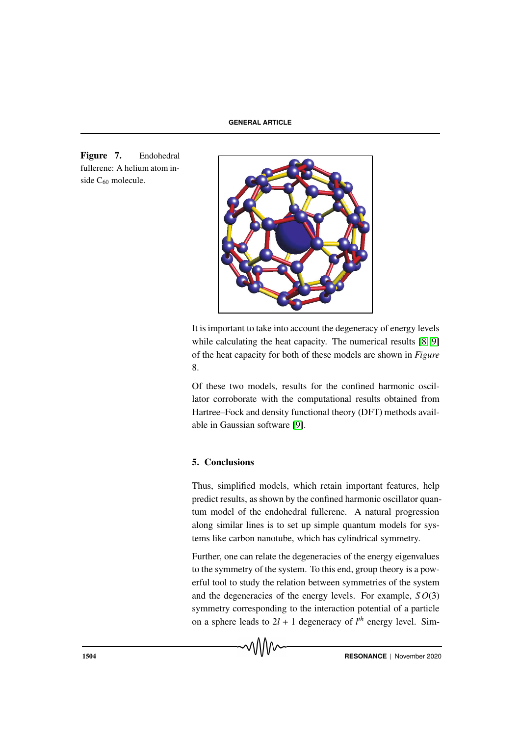**Figure 7.** Endohedral fullerene: A helium atom inside $C_{60}$ molecule.

It is important to take into account the degeneracy of energy levels while calculating the heat capacity. The numerical results [8, 9] of the heat capacity for both of these models are shown in *Figure* 8.

Of these two models, results for the confined harmonic oscillator corroborate with the computational results obtained from Hartree–Fock and density functional theory (DFT) methods available in Gaussian software [9].

## 5. Conclusions

Thus, simplified models, which retain important features, help predict results, as shown by the confined harmonic oscillator quantum model of the endohedral fullerene. A natural progression along similar lines is to set up simple quantum models for systems like carbon nanotube, which has cylindrical symmetry.

Further, one can relate the degeneracies of the energy eigenvalues to the symmetry of the system. To this end, group theory is a powerful tool to study the relation between symmetries of the system and the degeneracies of the energy levels. For example, $SO(3)$ symmetry corresponding to the interaction potential of a particle on a sphere leads to $2l + 1$ degeneracy of $l^{th}$ energy level. Sim-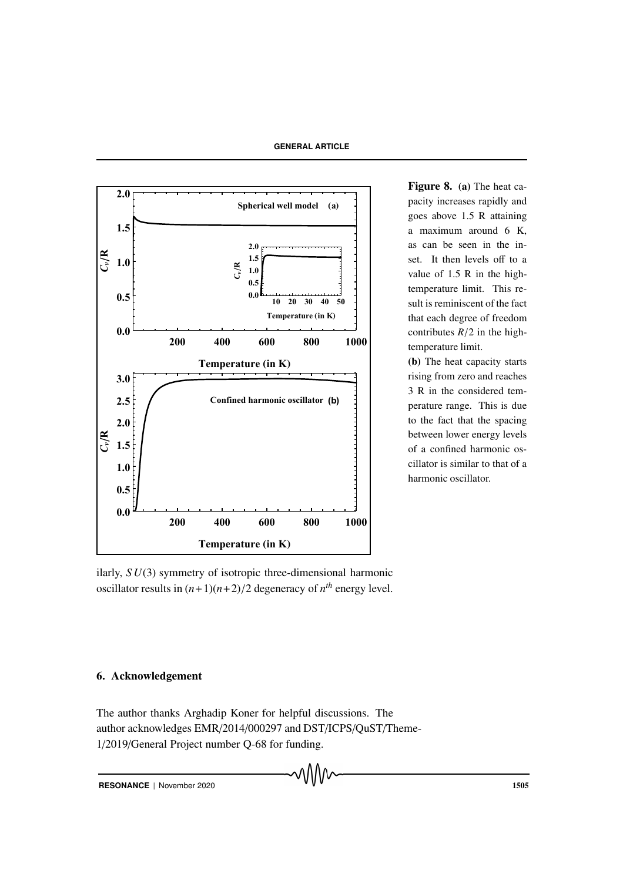Spherical well model (a)

$C_v/\mathrm{R}$

2.0
1.5
1.0
0.5
0.0

200 400 600 800 1000

Temperature (in K)

Inset: $C_v/\mathrm{R}$ 2.0 1.5 1.0 0.5 0.0; 10 20 30 40 50; Temperature (in K)

Confined harmonic oscillator (b)

$C_v/\mathrm{R}$

3.0
2.5
2.0
1.5
1.0
0.5
0.0

200 400 600 800 1000

Temperature (in K)

**Figure 8.** **(a)** The heat capacity increases rapidly and goes above 1.5 R attaining a maximum around 6 K, as can be seen in the inset. It then levels off to a value of 1.5 R in the high-temperature limit. This result is reminiscent of the fact that each degree of freedom contributes $R/2$ in the high-temperature limit.
**(b)** The heat capacity starts rising from zero and reaches 3 R in the considered temperature range. This is due to the fact that the spacing between lower energy levels of a confined harmonic oscillator is similar to that of a harmonic oscillator.

ilarly, $SU(3)$ symmetry of isotropic three-dimensional harmonic oscillator results in $(n+1)(n+2)/2$ degeneracy of $n^{th}$ energy level.

## 6. Acknowledgement

The author thanks Arghadip Koner for helpful discussions. The author acknowledges EMR/2014/000297 and DST/ICPS/QuST/Theme-1/2019/General Project number Q-68 for funding.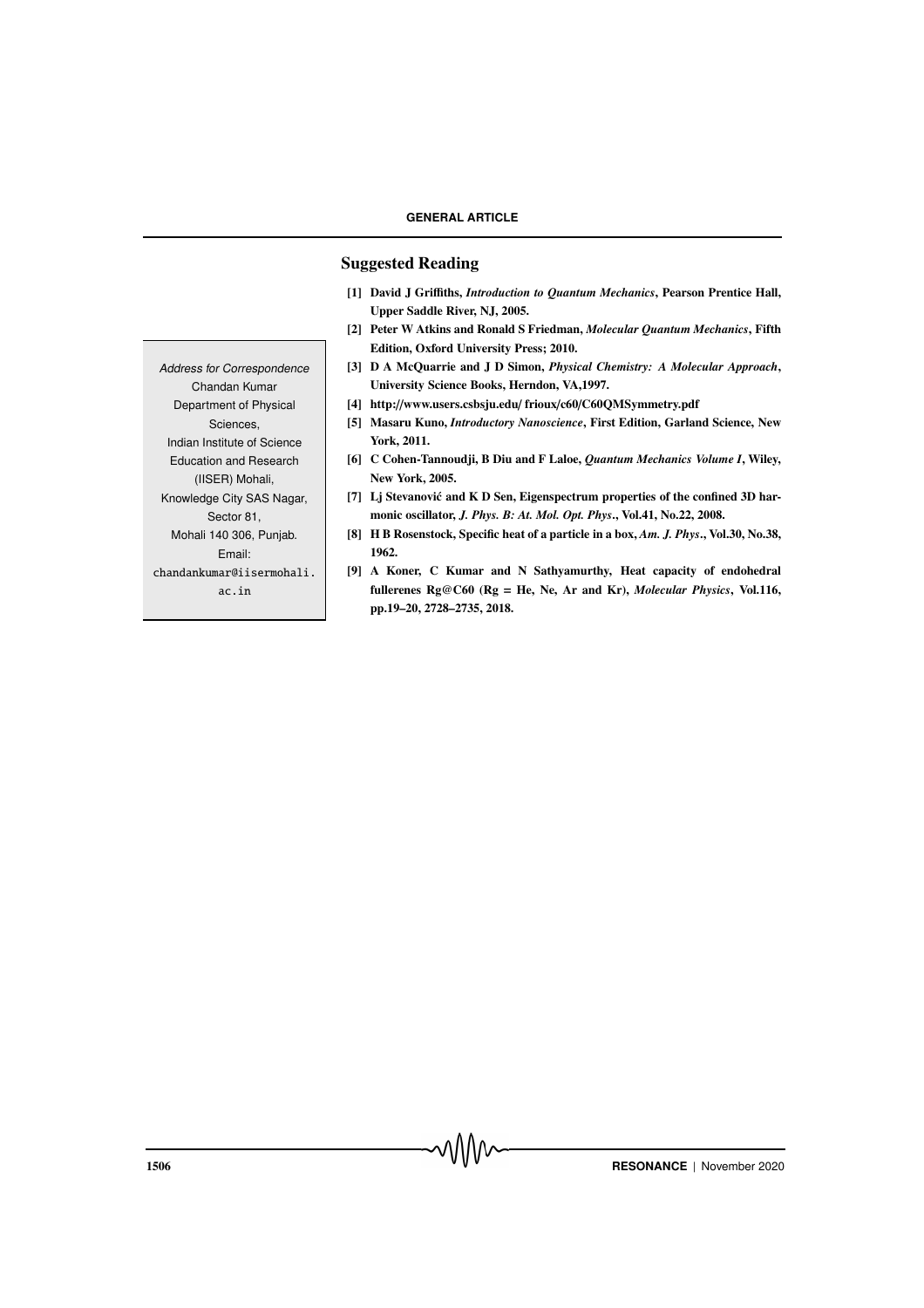## Suggested Reading

**[1] David J Griffiths, *Introduction to Quantum Mechanics*, Pearson Prentice Hall, Upper Saddle River, NJ, 2005.**

**[2] Peter W Atkins and Ronald S Friedman, *Molecular Quantum Mechanics*, Fifth Edition, Oxford University Press; 2010.**

**[3] D A McQuarrie and J D Simon, *Physical Chemistry: A Molecular Approach*, University Science Books, Herndon, VA,1997.**

**[4] http://www.users.csbsju.edu/ frioux/c60/C60QMSymmetry.pdf**

**[5] Masaru Kuno, *Introductory Nanoscience*, First Edition, Garland Science, New York, 2011.**

**[6] C Cohen-Tannoudji, B Diu and F Laloe, *Quantum Mechanics Volume I*, Wiley, New York, 2005.**

**[7] Lj Stevanović and K D Sen, Eigenspectrum properties of the confined 3D harmonic oscillator, *J. Phys. B: At. Mol. Opt. Phys*., Vol.41, No.22, 2008.**

**[8] H B Rosenstock, Specific heat of a particle in a box, *Am. J. Phys*., Vol.30, No.38, 1962.**

**[9] A Koner, C Kumar and N Sathyamurthy, Heat capacity of endohedral fullerenes Rg@C60 (Rg = He, Ne, Ar and Kr), *Molecular Physics*, Vol.116, pp.19–20, 2728–2735, 2018.**

*Address for Correspondence*
Chandan Kumar
Department of Physical Sciences,
Indian Institute of Science Education and Research (IISER) Mohali,
Knowledge City SAS Nagar, Sector 81,
Mohali 140 306, Punjab.
Email: chandankumar@iisermohali.ac.in